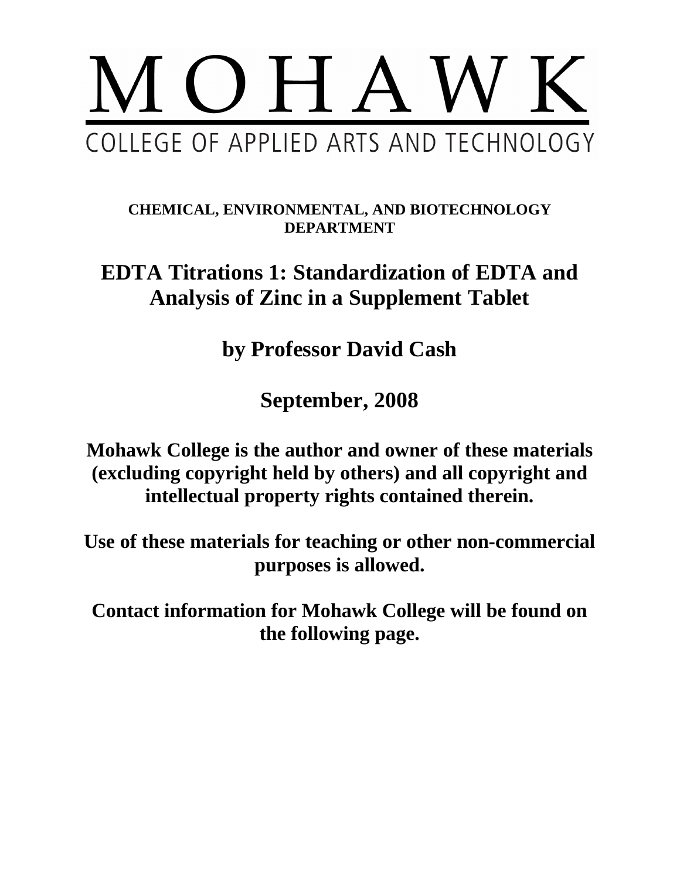# MOHAWK

COLLEGE OF APPLIED ARTS AND TECHNOLOGY

**CHEMICAL, ENVIRONMENTAL, AND BIOTECHNOLOGY DEPARTMENT**

## EDTA Titrations 1: Standardization of EDTA and Analysis of Zinc in a Supplement Tablet

**by Professor David Cash**

**September, 2008**

**Mohawk College is the author and owner of these materials (excluding copyright held by others) and all copyright and intellectual property rights contained therein.**

**Use of these materials for teaching or other non-commercial purposes is allowed.**

**Contact information for Mohawk College will be found on the following page.**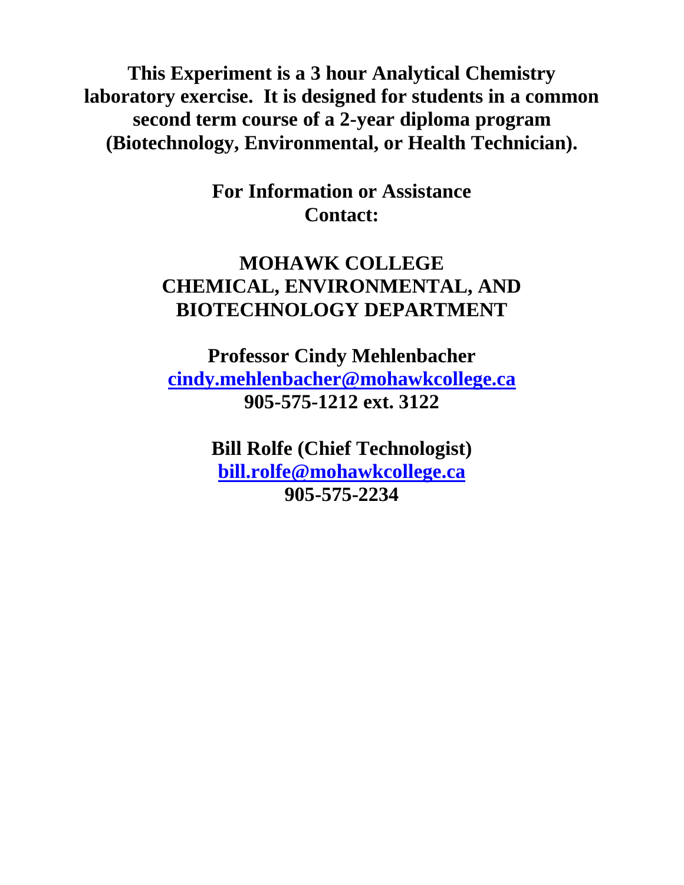**This Experiment is a 3 hour Analytical Chemistry laboratory exercise. It is designed for students in a common second term course of a 2-year diploma program (Biotechnology, Environmental, or Health Technician).**

**For Information or Assistance Contact:**

**MOHAWK COLLEGE**
**CHEMICAL, ENVIRONMENTAL, AND BIOTECHNOLOGY DEPARTMENT**

**Professor Cindy Mehlenbacher**
**cindy.mehlenbacher@mohawkcollege.ca**
**905-575-1212 ext. 3122**

**Bill Rolfe (Chief Technologist)**
**bill.rolfe@mohawkcollege.ca**
**905-575-2234**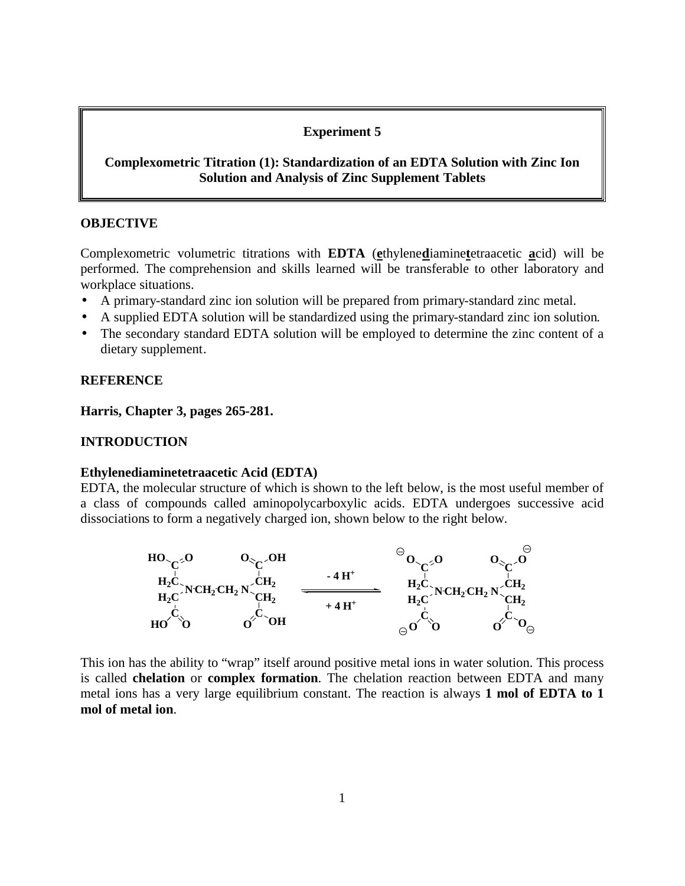**Experiment 5**

**Complexometric Titration (1): Standardization of an EDTA Solution with Zinc Ion Solution and Analysis of Zinc Supplement Tablets**

## OBJECTIVE

Complexometric volumetric titrations with **EDTA** (**e**thylene**d**iamine**t**etraacetic **a**cid) will be performed. The comprehension and skills learned will be transferable to other laboratory and workplace situations.

- A primary-standard zinc ion solution will be prepared from primary-standard zinc metal.
- A supplied EDTA solution will be standardized using the primary-standard zinc ion solution.
- The secondary standard EDTA solution will be employed to determine the zinc content of a dietary supplement.

## REFERENCE

**Harris, Chapter 3, pages 265-281.**

## INTRODUCTION

### Ethylenediaminetetraacetic Acid (EDTA)

EDTA, the molecular structure of which is shown to the left below, is the most useful member of a class of compounds called aminopolycarboxylic acids. EDTA undergoes successive acid dissociations to form a negatively charged ion, shown below to the right below.

$$(HOOC\text{-}CH_2)_2N\text{-}CH_2\text{-}CH_2\text{-}N(CH_2\text{-}COOH)_2 \underset{+\,4\,H^+}{\overset{-\,4\,H^+}{\rightleftharpoons}} (^{-}OOC\text{-}CH_2)_2N\text{-}CH_2\text{-}CH_2\text{-}N(CH_2\text{-}COO^{-})_2$$

This ion has the ability to "wrap" itself around positive metal ions in water solution. This process is called **chelation** or **complex formation**. The chelation reaction between EDTA and many metal ions has a very large equilibrium constant. The reaction is always **1 mol of EDTA to 1 mol of metal ion**.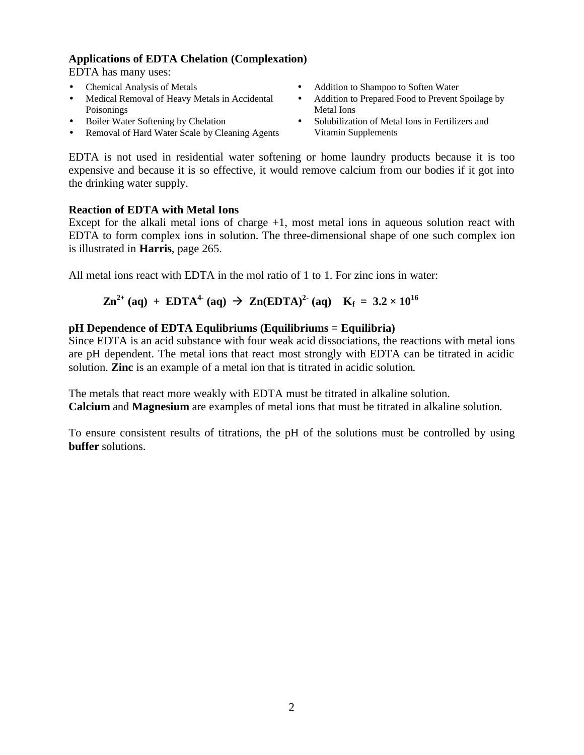**Applications of EDTA Chelation (Complexation)**

EDTA has many uses:

- Chemical Analysis of Metals
- Medical Removal of Heavy Metals in Accidental Poisonings
- Boiler Water Softening by Chelation
- Removal of Hard Water Scale by Cleaning Agents
- Addition to Shampoo to Soften Water
- Addition to Prepared Food to Prevent Spoilage by Metal Ions
- Solubilization of Metal Ions in Fertilizers and Vitamin Supplements

EDTA is not used in residential water softening or home laundry products because it is too expensive and because it is so effective, it would remove calcium from our bodies if it got into the drinking water supply.

**Reaction of EDTA with Metal Ions**

Except for the alkali metal ions of charge +1, most metal ions in aqueous solution react with EDTA to form complex ions in solution. The three-dimensional shape of one such complex ion is illustrated in **Harris**, page 265.

All metal ions react with EDTA in the mol ratio of 1 to 1. For zinc ions in water:

$$\mathbf{Zn^{2+}\,(aq)\ +\ EDTA^{4-}\,(aq)\ \rightarrow\ Zn(EDTA)^{2-}\,(aq)\quad K_f\ =\ 3.2\times 10^{16}}$$

**pH Dependence of EDTA Equlibriums (Equilibriums = Equilibria)**

Since EDTA is an acid substance with four weak acid dissociations, the reactions with metal ions are pH dependent. The metal ions that react most strongly with EDTA can be titrated in acidic solution. **Zinc** is an example of a metal ion that is titrated in acidic solution.

The metals that react more weakly with EDTA must be titrated in alkaline solution.
**Calcium** and **Magnesium** are examples of metal ions that must be titrated in alkaline solution.

To ensure consistent results of titrations, the pH of the solutions must be controlled by using **buffer** solutions.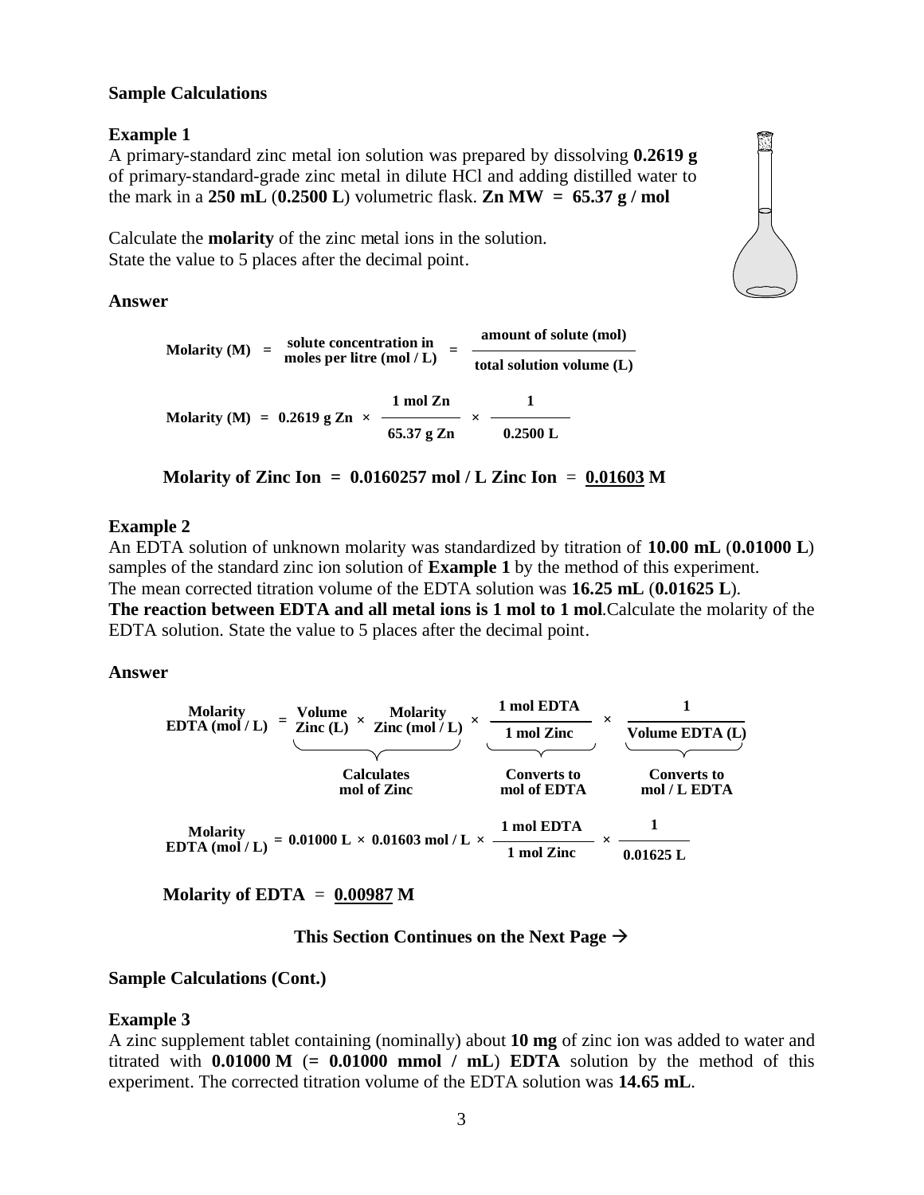### Sample Calculations

**Example 1**

A primary-standard zinc metal ion solution was prepared by dissolving **0.2619 g** of primary-standard-grade zinc metal in dilute HCl and adding distilled water to the mark in a **250 mL** (**0.2500 L**) volumetric flask. **Zn MW = 65.37 g / mol**

Calculate the **molarity** of the zinc metal ions in the solution. State the value to 5 places after the decimal point.

**Answer**

$$\textbf{Molarity (M)} = \textbf{solute concentration in moles per litre (mol / L)} = \frac{\textbf{amount of solute (mol)}}{\textbf{total solution volume (L)}}$$

$$\textbf{Molarity (M)} = 0.2619 \text{ g Zn} \times \frac{1 \text{ mol Zn}}{65.37 \text{ g Zn}} \times \frac{1}{0.2500 \text{ L}}$$

**Molarity of Zinc Ion = 0.0160257 mol / L Zinc Ion = <u>0.01603</u> M**

**Example 2**

An EDTA solution of unknown molarity was standardized by titration of **10.00 mL** (**0.01000 L**) samples of the standard zinc ion solution of **Example 1** by the method of this experiment. The mean corrected titration volume of the EDTA solution was **16.25 mL** (**0.01625 L**). **The reaction between EDTA and all metal ions is 1 mol to 1 mol**. Calculate the molarity of the EDTA solution. State the value to 5 places after the decimal point.

**Answer**

$$\underset{\text{EDTA (mol / L)}}{\text{Molarity}} = \underbrace{\underset{\text{Zinc (L)}}{\text{Volume}} \times \underset{\text{Zinc (mol / L)}}{\text{Molarity}}}_{\text{Calculates mol of Zinc}} \times \underbrace{\frac{1 \text{ mol EDTA}}{1 \text{ mol Zinc}}}_{\text{Converts to mol of EDTA}} \times \underbrace{\frac{1}{\text{Volume EDTA (L)}}}_{\text{Converts to mol / L EDTA}}$$

$$\underset{\text{EDTA (mol / L)}}{\text{Molarity}} = 0.01000 \text{ L} \times 0.01603 \text{ mol / L} \times \frac{1 \text{ mol EDTA}}{1 \text{ mol Zinc}} \times \frac{1}{0.01625 \text{ L}}$$

**Molarity of EDTA = <u>0.00987</u> M**

**This Section Continues on the Next Page →**

### Sample Calculations (Cont.)

**Example 3**

A zinc supplement tablet containing (nominally) about **10 mg** of zinc ion was added to water and titrated with **0.01000 M** (**= 0.01000 mmol / mL**) **EDTA** solution by the method of this experiment. The corrected titration volume of the EDTA solution was **14.65 mL**.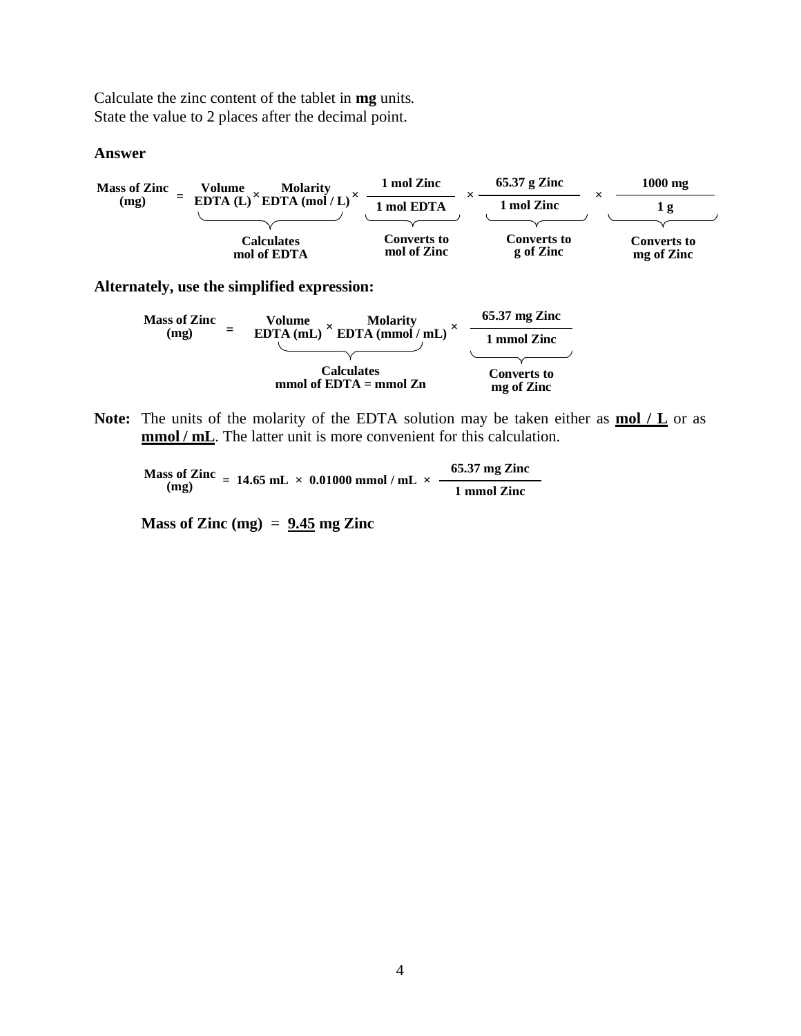Calculate the zinc content of the tablet in **mg** units.
State the value to 2 places after the decimal point.

**Answer**

$$\text{Mass of Zinc (mg)} = \underbrace{\text{Volume EDTA (L)} \times \text{Molarity EDTA (mol / L)}}_{\text{Calculates mol of EDTA}} \times \underbrace{\frac{\text{1 mol Zinc}}{\text{1 mol EDTA}}}_{\text{Converts to mol of Zinc}} \times \underbrace{\frac{\text{65.37 g Zinc}}{\text{1 mol Zinc}}}_{\text{Converts to g of Zinc}} \times \underbrace{\frac{\text{1000 mg}}{\text{1 g}}}_{\text{Converts to mg of Zinc}}$$

**Alternately, use the simplified expression:**

$$\text{Mass of Zinc (mg)} = \underbrace{\text{Volume EDTA (mL)} \times \text{Molarity EDTA (mmol / mL)}}_{\text{Calculates mmol of EDTA = mmol Zn}} \times \underbrace{\frac{\text{65.37 mg Zinc}}{\text{1 mmol Zinc}}}_{\text{Converts to mg of Zinc}}$$

**Note:** The units of the molarity of the EDTA solution may be taken either as **<u>mol / L</u>** or as **<u>mmol / mL</u>**. The latter unit is more convenient for this calculation.

$$\text{Mass of Zinc (mg)} = \text{14.65 mL} \times \text{0.01000 mmol / mL} \times \frac{\text{65.37 mg Zinc}}{\text{1 mmol Zinc}}$$

**Mass of Zinc (mg) = <u>9.45</u> mg Zinc**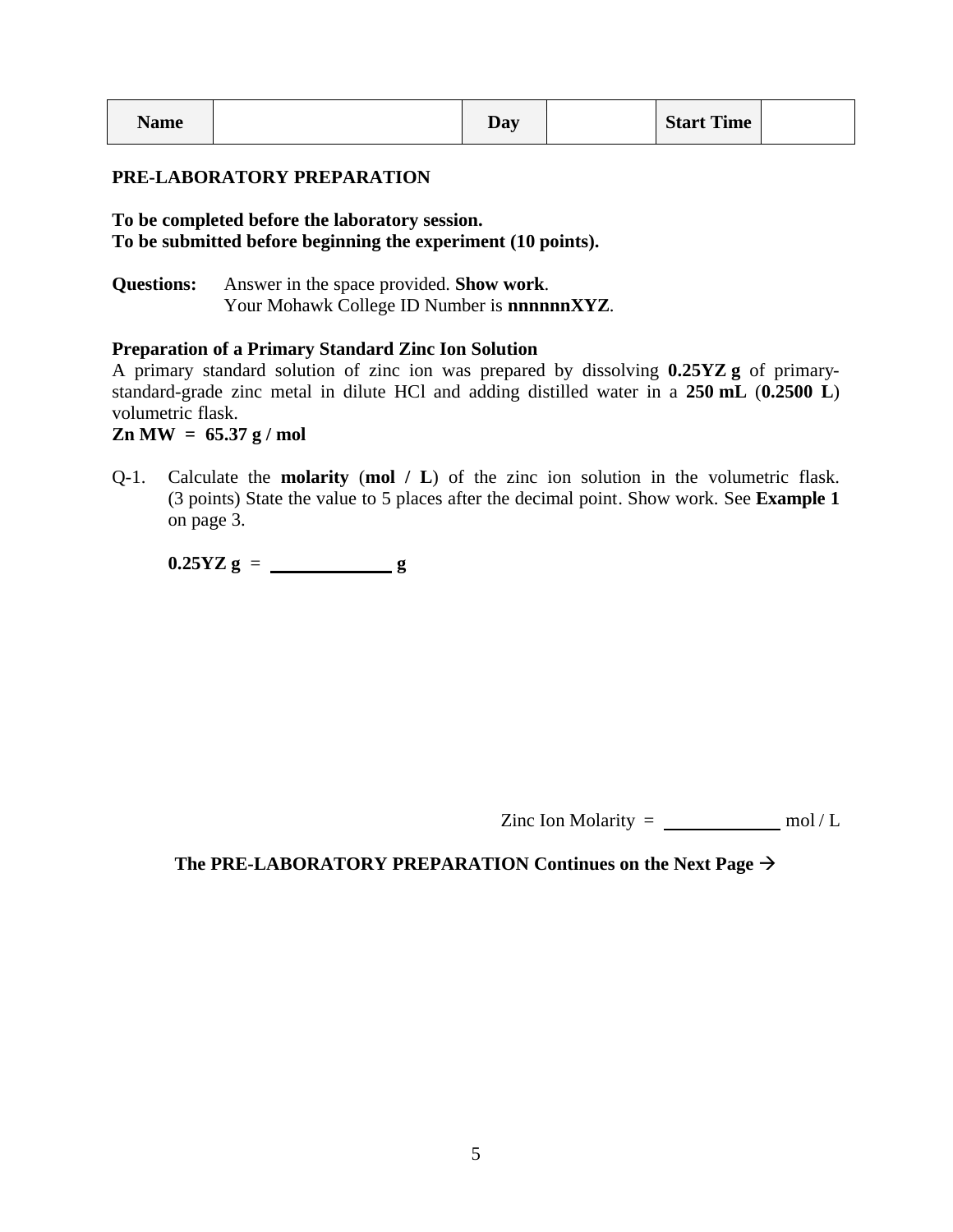| Name | | Day | | Start Time | |
|---|---|---|---|---|---|

**PRE-LABORATORY PREPARATION**

**To be completed before the laboratory session.**
**To be submitted before beginning the experiment (10 points).**

**Questions:** Answer in the space provided. **Show work**.
Your Mohawk College ID Number is **nnnnnnXYZ**.

**Preparation of a Primary Standard Zinc Ion Solution**

A primary standard solution of zinc ion was prepared by dissolving **0.25YZ g** of primary-standard-grade zinc metal in dilute HCl and adding distilled water in a **250 mL** (**0.2500 L**) volumetric flask.

**Zn MW = 65.37 g / mol**

Q-1. Calculate the **molarity** (**mol / L**) of the zinc ion solution in the volumetric flask. (3 points) State the value to 5 places after the decimal point. Show work. See **Example 1** on page 3.

**0.25YZ g** = \_\_\_\_\_\_\_\_\_\_\_\_ **g**

Zinc Ion Molarity = \_\_\_\_\_\_\_\_\_\_\_\_ mol / L

**The PRE-LABORATORY PREPARATION Continues on the Next Page →**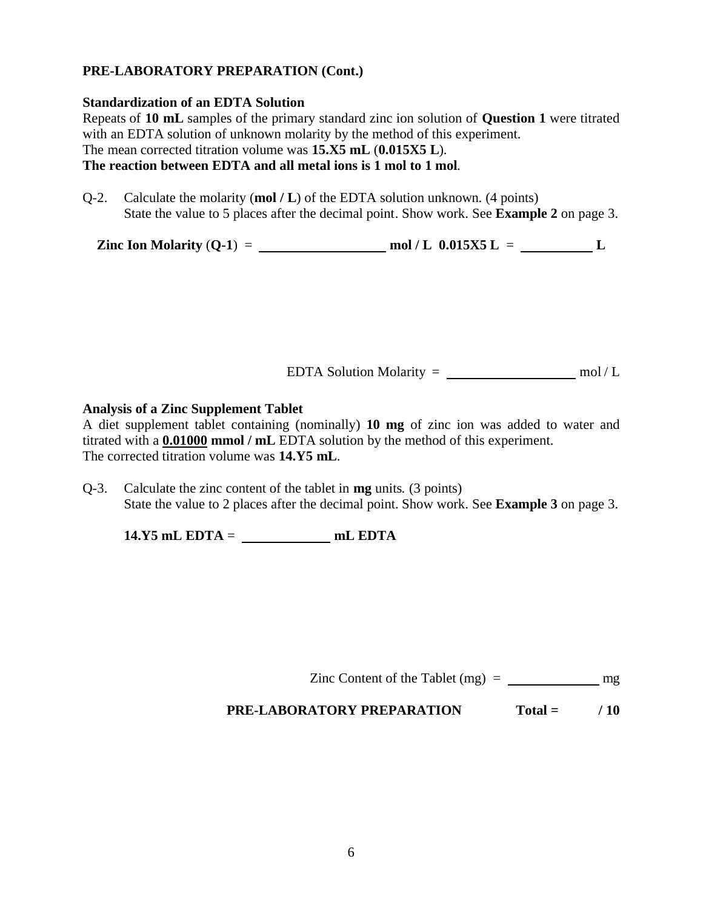**PRE-LABORATORY PREPARATION (Cont.)**

**Standardization of an EDTA Solution**

Repeats of **10 mL** samples of the primary standard zinc ion solution of **Question 1** were titrated with an EDTA solution of unknown molarity by the method of this experiment.
The mean corrected titration volume was **15.X5 mL** (**0.015X5 L**).
**The reaction between EDTA and all metal ions is 1 mol to 1 mol**.

Q-2. Calculate the molarity (**mol / L**) of the EDTA solution unknown. (4 points)
State the value to 5 places after the decimal point. Show work. See **Example 2** on page 3.

**Zinc Ion Molarity** (**Q-1**) = ________________ **mol / L  0.015X5 L** = __________ **L**

EDTA Solution Molarity = ________________ mol / L

**Analysis of a Zinc Supplement Tablet**

A diet supplement tablet containing (nominally) **10 mg** of zinc ion was added to water and titrated with a **<u>0.01000</u> mmol / mL** EDTA solution by the method of this experiment.
The corrected titration volume was **14.Y5 mL**.

Q-3. Calculate the zinc content of the tablet in **mg** units. (3 points)
State the value to 2 places after the decimal point. Show work. See **Example 3** on page 3.

**14.Y5 mL EDTA** = ____________ **mL EDTA**

Zinc Content of the Tablet (mg) = ____________ mg

**PRE-LABORATORY PREPARATION Total = / 10**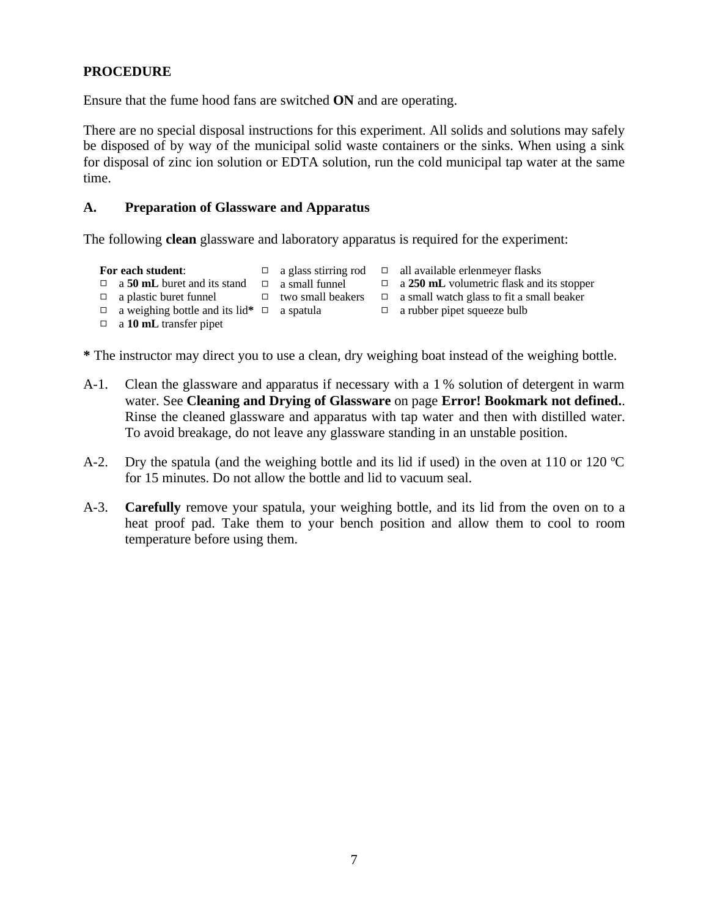**PROCEDURE**

Ensure that the fume hood fans are switched **ON** and are operating.

There are no special disposal instructions for this experiment. All solids and solutions may safely be disposed of by way of the municipal solid waste containers or the sinks. When using a sink for disposal of zinc ion solution or EDTA solution, run the cold municipal tap water at the same time.

## A. Preparation of Glassware and Apparatus

The following **clean** glassware and laboratory apparatus is required for the experiment:

**For each student**:

- □ a **50 mL** buret and its stand
- □ a plastic buret funnel
- □ a weighing bottle and its lid*
- □ a **10 mL** transfer pipet
- □ a glass stirring rod
- □ a small funnel
- □ two small beakers
- □ a spatula
- □ all available erlenmeyer flasks
- □ a **250 mL** volumetric flask and its stopper
- □ a small watch glass to fit a small beaker
- □ a rubber pipet squeeze bulb

**\*** The instructor may direct you to use a clean, dry weighing boat instead of the weighing bottle.

A-1. Clean the glassware and apparatus if necessary with a 1 % solution of detergent in warm water. See **Cleaning and Drying of Glassware** on page **Error! Bookmark not defined.**. Rinse the cleaned glassware and apparatus with tap water and then with distilled water. To avoid breakage, do not leave any glassware standing in an unstable position.

A-2. Dry the spatula (and the weighing bottle and its lid if used) in the oven at 110 or 120 ºC for 15 minutes. Do not allow the bottle and lid to vacuum seal.

A-3. **Carefully** remove your spatula, your weighing bottle, and its lid from the oven on to a heat proof pad. Take them to your bench position and allow them to cool to room temperature before using them.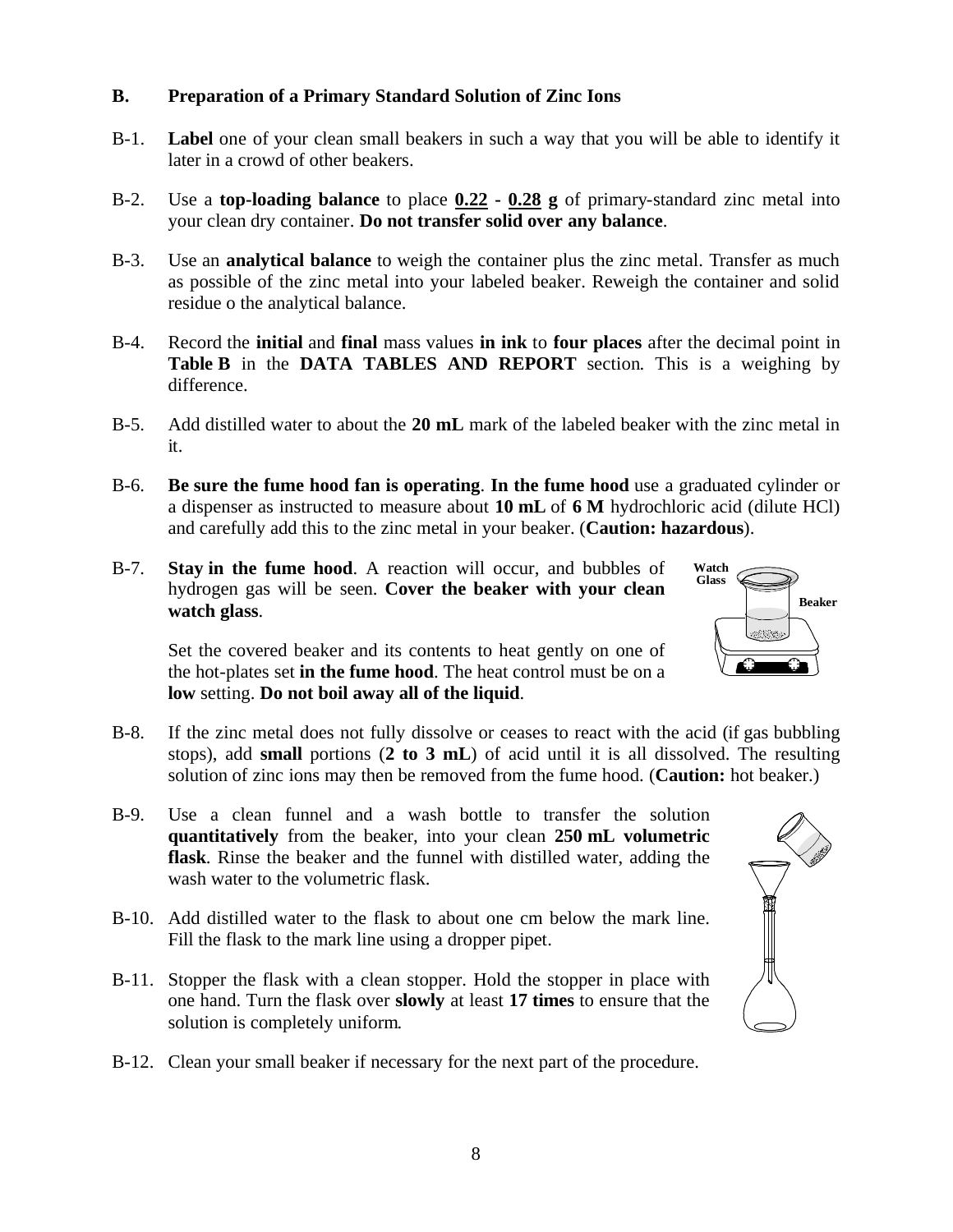### B. Preparation of a Primary Standard Solution of Zinc Ions

B-1. **Label** one of your clean small beakers in such a way that you will be able to identify it later in a crowd of other beakers.

B-2. Use a **top-loading balance** to place **0.22 - 0.28 g** of primary-standard zinc metal into your clean dry container. **Do not transfer solid over any balance**.

B-3. Use an **analytical balance** to weigh the container plus the zinc metal. Transfer as much as possible of the zinc metal into your labeled beaker. Reweigh the container and solid residue o the analytical balance.

B-4. Record the **initial** and **final** mass values **in ink** to **four places** after the decimal point in **Table B** in the **DATA TABLES AND REPORT** section. This is a weighing by difference.

B-5. Add distilled water to about the **20 mL** mark of the labeled beaker with the zinc metal in it.

B-6. **Be sure the fume hood fan is operating**. **In the fume hood** use a graduated cylinder or a dispenser as instructed to measure about **10 mL** of **6 M** hydrochloric acid (dilute HCl) and carefully add this to the zinc metal in your beaker. (**Caution: hazardous**).

B-7. **Stay in the fume hood**. A reaction will occur, and bubbles of hydrogen gas will be seen. **Cover the beaker with your clean watch glass**.

Set the covered beaker and its contents to heat gently on one of the hot-plates set **in the fume hood**. The heat control must be on a **low** setting. **Do not boil away all of the liquid**.

Watch Glass

Beaker

B-8. If the zinc metal does not fully dissolve or ceases to react with the acid (if gas bubbling stops), add **small** portions (**2 to 3 mL**) of acid until it is all dissolved. The resulting solution of zinc ions may then be removed from the fume hood. (**Caution:** hot beaker.)

B-9. Use a clean funnel and a wash bottle to transfer the solution **quantitatively** from the beaker, into your clean **250 mL volumetric flask**. Rinse the beaker and the funnel with distilled water, adding the wash water to the volumetric flask.

B-10. Add distilled water to the flask to about one cm below the mark line. Fill the flask to the mark line using a dropper pipet.

B-11. Stopper the flask with a clean stopper. Hold the stopper in place with one hand. Turn the flask over **slowly** at least **17 times** to ensure that the solution is completely uniform.

B-12. Clean your small beaker if necessary for the next part of the procedure.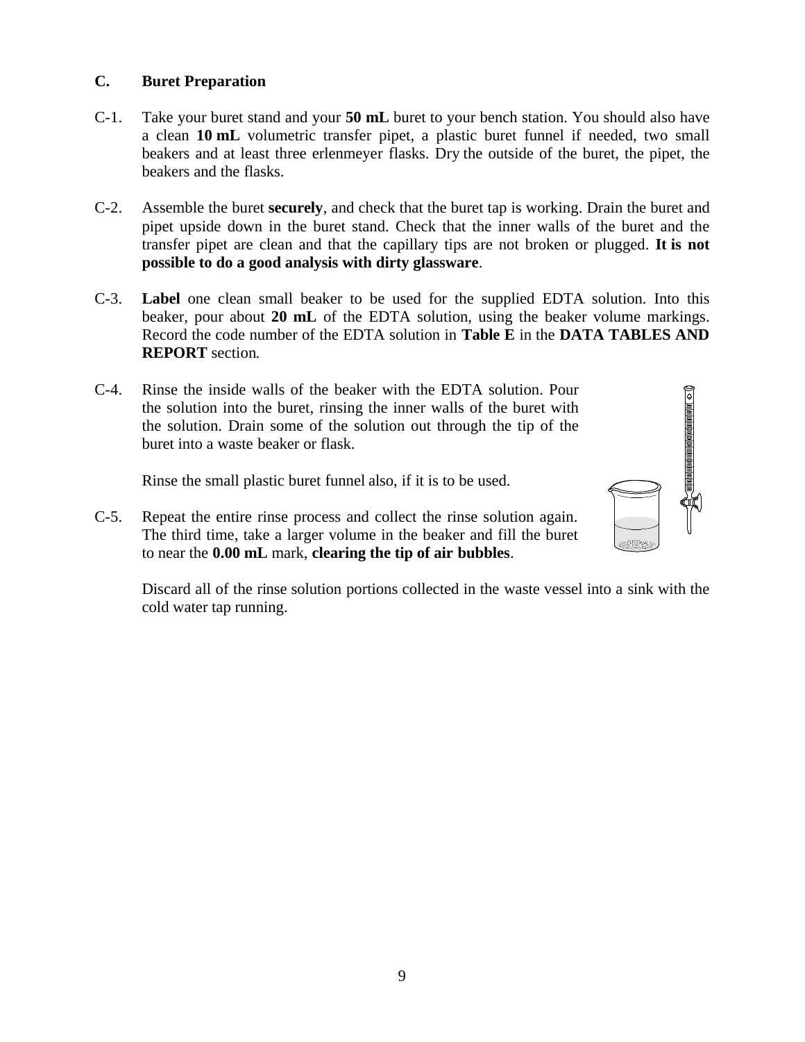## C. Buret Preparation

C-1. Take your buret stand and your **50 mL** buret to your bench station. You should also have a clean **10 mL** volumetric transfer pipet, a plastic buret funnel if needed, two small beakers and at least three erlenmeyer flasks. Dry the outside of the buret, the pipet, the beakers and the flasks.

C-2. Assemble the buret **securely**, and check that the buret tap is working. Drain the buret and pipet upside down in the buret stand. Check that the inner walls of the buret and the transfer pipet are clean and that the capillary tips are not broken or plugged. **It is not possible to do a good analysis with dirty glassware**.

C-3. **Label** one clean small beaker to be used for the supplied EDTA solution. Into this beaker, pour about **20 mL** of the EDTA solution, using the beaker volume markings. Record the code number of the EDTA solution in **Table E** in the **DATA TABLES AND REPORT** section.

C-4. Rinse the inside walls of the beaker with the EDTA solution. Pour the solution into the buret, rinsing the inner walls of the buret with the solution. Drain some of the solution out through the tip of the buret into a waste beaker or flask.

Rinse the small plastic buret funnel also, if it is to be used.

C-5. Repeat the entire rinse process and collect the rinse solution again. The third time, take a larger volume in the beaker and fill the buret to near the **0.00 mL** mark, **clearing the tip of air bubbles**.

Discard all of the rinse solution portions collected in the waste vessel into a sink with the cold water tap running.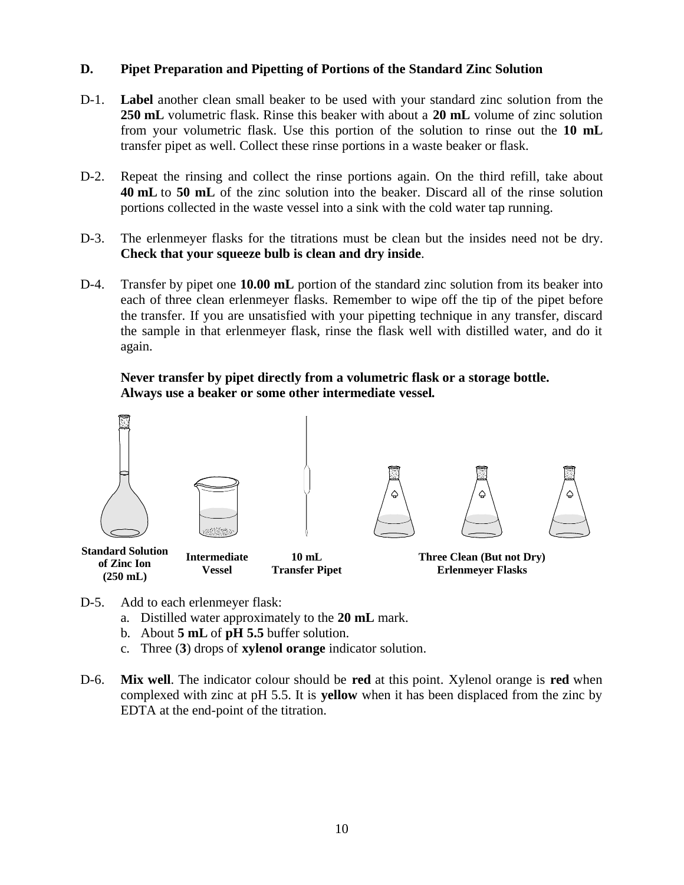## D. Pipet Preparation and Pipetting of Portions of the Standard Zinc Solution

D-1. **Label** another clean small beaker to be used with your standard zinc solution from the **250 mL** volumetric flask. Rinse this beaker with about a **20 mL** volume of zinc solution from your volumetric flask. Use this portion of the solution to rinse out the **10 mL** transfer pipet as well. Collect these rinse portions in a waste beaker or flask.

D-2. Repeat the rinsing and collect the rinse portions again. On the third refill, take about **40 mL** to **50 mL** of the zinc solution into the beaker. Discard all of the rinse solution portions collected in the waste vessel into a sink with the cold water tap running.

D-3. The erlenmeyer flasks for the titrations must be clean but the insides need not be dry. **Check that your squeeze bulb is clean and dry inside**.

D-4. Transfer by pipet one **10.00 mL** portion of the standard zinc solution from its beaker into each of three clean erlenmeyer flasks. Remember to wipe off the tip of the pipet before the transfer. If you are unsatisfied with your pipetting technique in any transfer, discard the sample in that erlenmeyer flask, rinse the flask well with distilled water, and do it again.

**Never transfer by pipet directly from a volumetric flask or a storage bottle. Always use a beaker or some other intermediate vessel.**

Standard Solution of Zinc Ion (250 mL)

Intermediate Vessel

10 mL Transfer Pipet

Three Clean (But not Dry) Erlenmeyer Flasks

D-5. Add to each erlenmeyer flask:

a. Distilled water approximately to the **20 mL** mark.
b. About **5 mL** of **pH 5.5** buffer solution.
c. Three (**3**) drops of **xylenol orange** indicator solution.

D-6. **Mix well**. The indicator colour should be **red** at this point. Xylenol orange is **red** when complexed with zinc at pH 5.5. It is **yellow** when it has been displaced from the zinc by EDTA at the end-point of the titration.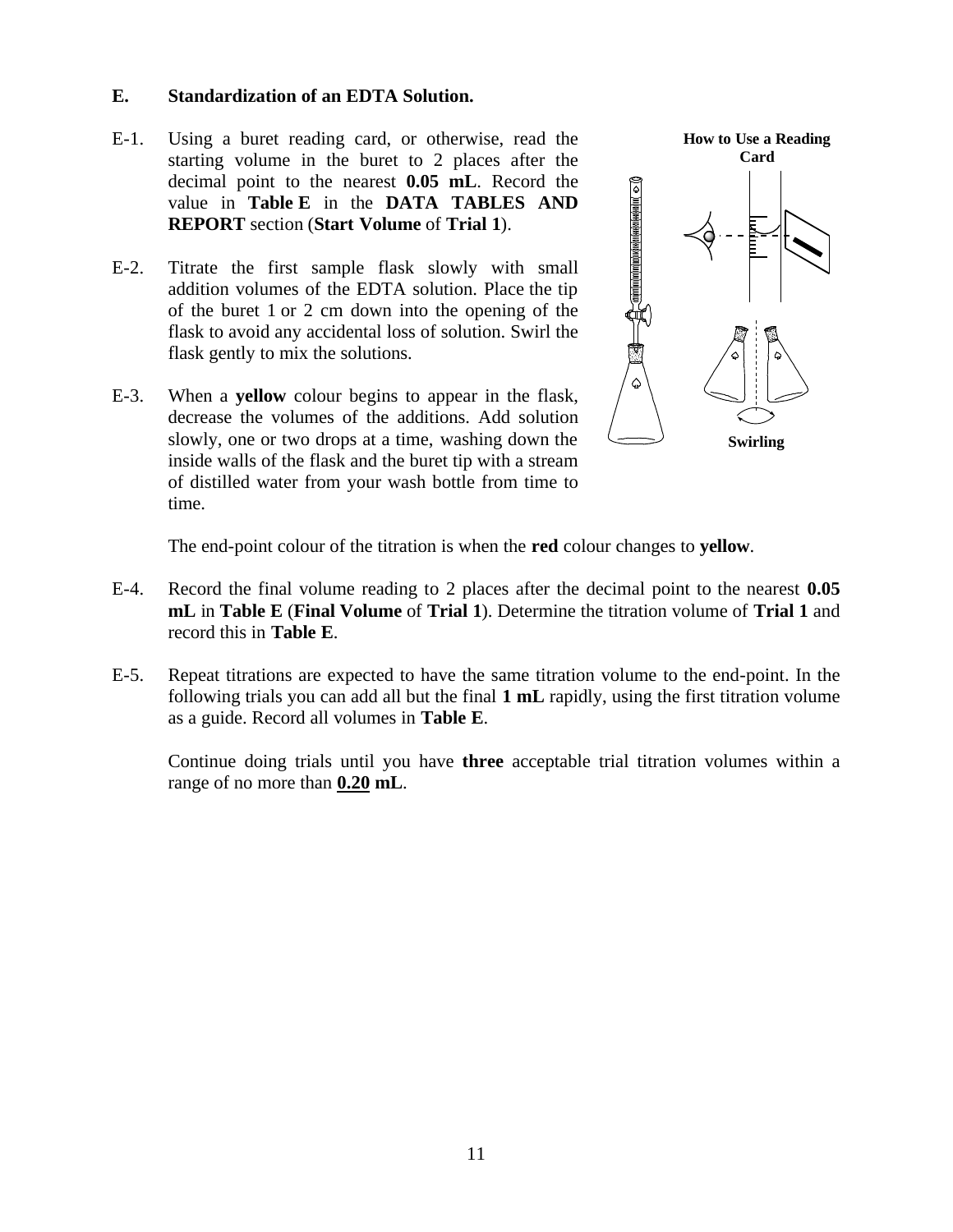## E. Standardization of an EDTA Solution.

E-1. Using a buret reading card, or otherwise, read the starting volume in the buret to 2 places after the decimal point to the nearest **0.05 mL**. Record the value in **Table E** in the **DATA TABLES AND REPORT** section (**Start Volume** of **Trial 1**).

E-2. Titrate the first sample flask slowly with small addition volumes of the EDTA solution. Place the tip of the buret 1 or 2 cm down into the opening of the flask to avoid any accidental loss of solution. Swirl the flask gently to mix the solutions.

E-3. When a **yellow** colour begins to appear in the flask, decrease the volumes of the additions. Add solution slowly, one or two drops at a time, washing down the inside walls of the flask and the buret tip with a stream of distilled water from your wash bottle from time to time.

How to Use a Reading Card

Swirling

The end-point colour of the titration is when the **red** colour changes to **yellow**.

E-4. Record the final volume reading to 2 places after the decimal point to the nearest **0.05 mL** in **Table E** (**Final Volume** of **Trial 1**). Determine the titration volume of **Trial 1** and record this in **Table E**.

E-5. Repeat titrations are expected to have the same titration volume to the end-point. In the following trials you can add all but the final **1 mL** rapidly, using the first titration volume as a guide. Record all volumes in **Table E**.

Continue doing trials until you have **three** acceptable trial titration volumes within a range of no more than **0.20 mL**.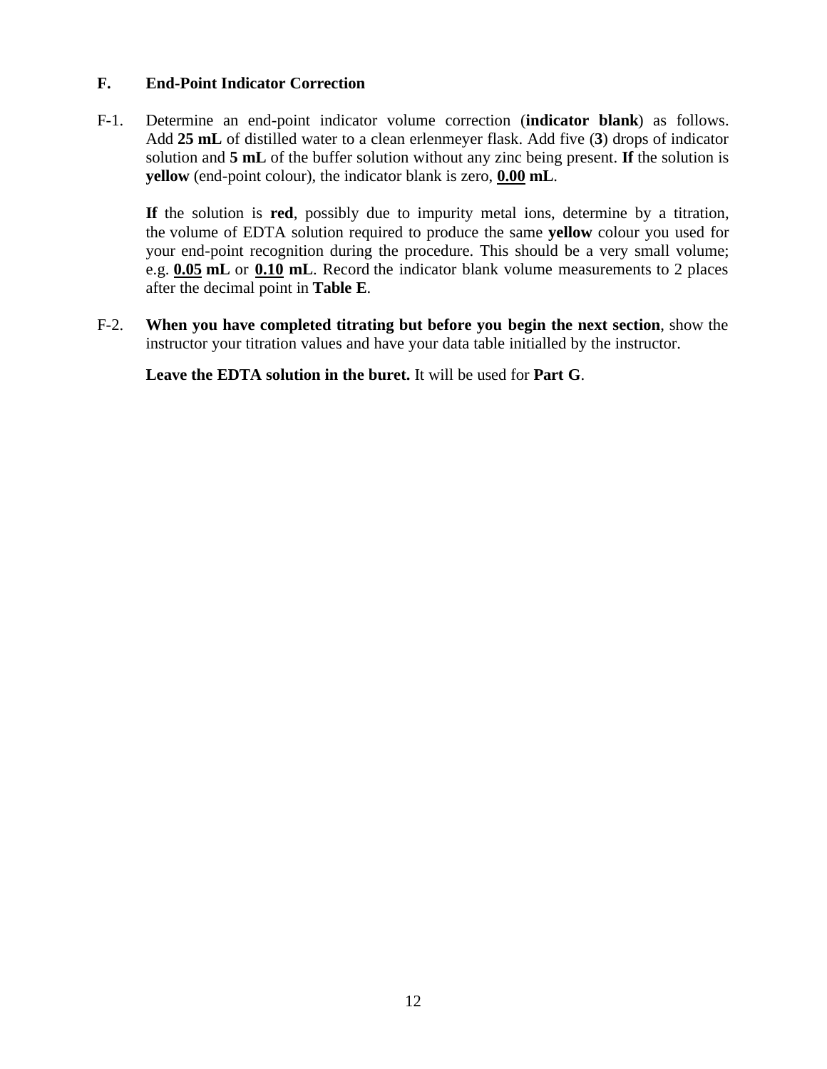**F. End-Point Indicator Correction**

F-1. Determine an end-point indicator volume correction (**indicator blank**) as follows. Add **25 mL** of distilled water to a clean erlenmeyer flask. Add five (**3**) drops of indicator solution and **5 mL** of the buffer solution without any zinc being present. **If** the solution is **yellow** (end-point colour), the indicator blank is zero, **<u>0.00</u> mL**.

**If** the solution is **red**, possibly due to impurity metal ions, determine by a titration, the volume of EDTA solution required to produce the same **yellow** colour you used for your end-point recognition during the procedure. This should be a very small volume; e.g. **<u>0.05</u> mL** or **<u>0.10</u> mL**. Record the indicator blank volume measurements to 2 places after the decimal point in **Table E**.

F-2. **When you have completed titrating but before you begin the next section**, show the instructor your titration values and have your data table initialled by the instructor.

**Leave the EDTA solution in the buret.** It will be used for **Part G**.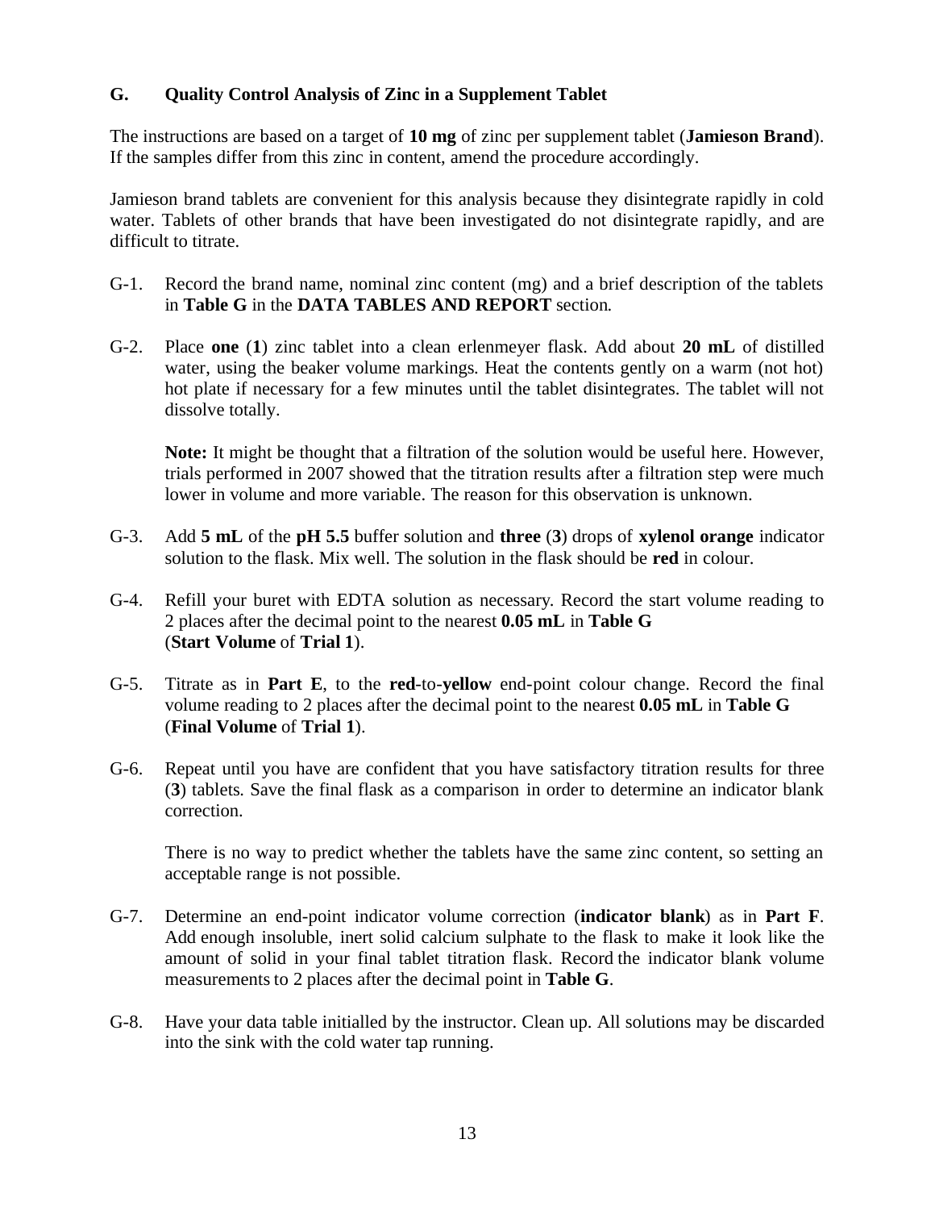## G. Quality Control Analysis of Zinc in a Supplement Tablet

The instructions are based on a target of **10 mg** of zinc per supplement tablet (**Jamieson Brand**). If the samples differ from this zinc in content, amend the procedure accordingly.

Jamieson brand tablets are convenient for this analysis because they disintegrate rapidly in cold water. Tablets of other brands that have been investigated do not disintegrate rapidly, and are difficult to titrate.

G-1. Record the brand name, nominal zinc content (mg) and a brief description of the tablets in **Table G** in the **DATA TABLES AND REPORT** section.

G-2. Place **one** (**1**) zinc tablet into a clean erlenmeyer flask. Add about **20 mL** of distilled water, using the beaker volume markings. Heat the contents gently on a warm (not hot) hot plate if necessary for a few minutes until the tablet disintegrates. The tablet will not dissolve totally.

**Note:** It might be thought that a filtration of the solution would be useful here. However, trials performed in 2007 showed that the titration results after a filtration step were much lower in volume and more variable. The reason for this observation is unknown.

G-3. Add **5 mL** of the **pH 5.5** buffer solution and **three** (**3**) drops of **xylenol orange** indicator solution to the flask. Mix well. The solution in the flask should be **red** in colour.

G-4. Refill your buret with EDTA solution as necessary. Record the start volume reading to 2 places after the decimal point to the nearest **0.05 mL** in **Table G** (**Start Volume** of **Trial 1**).

G-5. Titrate as in **Part E**, to the **red**-to-**yellow** end-point colour change. Record the final volume reading to 2 places after the decimal point to the nearest **0.05 mL** in **Table G** (**Final Volume** of **Trial 1**).

G-6. Repeat until you have are confident that you have satisfactory titration results for three (**3**) tablets. Save the final flask as a comparison in order to determine an indicator blank correction.

There is no way to predict whether the tablets have the same zinc content, so setting an acceptable range is not possible.

G-7. Determine an end-point indicator volume correction (**indicator blank**) as in **Part F**. Add enough insoluble, inert solid calcium sulphate to the flask to make it look like the amount of solid in your final tablet titration flask. Record the indicator blank volume measurements to 2 places after the decimal point in **Table G**.

G-8. Have your data table initialled by the instructor. Clean up. All solutions may be discarded into the sink with the cold water tap running.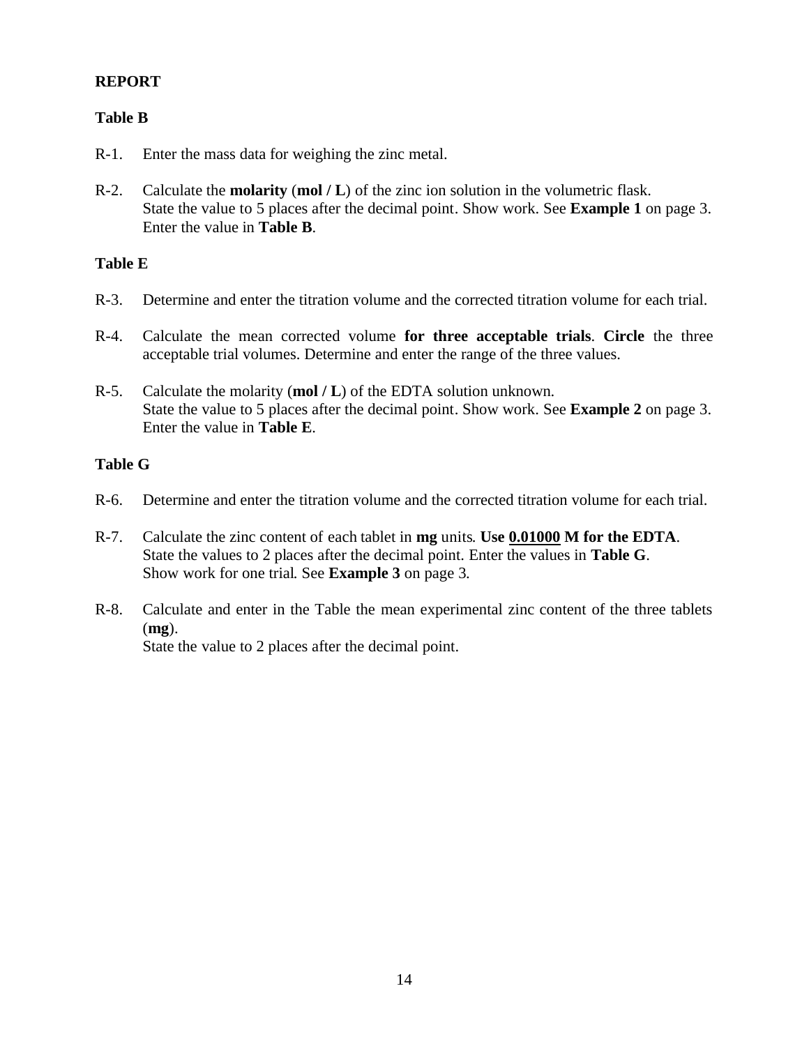**REPORT**

**Table B**

R-1. Enter the mass data for weighing the zinc metal.

R-2. Calculate the **molarity** (**mol / L**) of the zinc ion solution in the volumetric flask.
State the value to 5 places after the decimal point. Show work. See **Example 1** on page 3.
Enter the value in **Table B**.

**Table E**

R-3. Determine and enter the titration volume and the corrected titration volume for each trial.

R-4. Calculate the mean corrected volume **for three acceptable trials**. **Circle** the three acceptable trial volumes. Determine and enter the range of the three values.

R-5. Calculate the molarity (**mol / L**) of the EDTA solution unknown.
State the value to 5 places after the decimal point. Show work. See **Example 2** on page 3.
Enter the value in **Table E**.

**Table G**

R-6. Determine and enter the titration volume and the corrected titration volume for each trial.

R-7. Calculate the zinc content of each tablet in **mg** units. **Use <u>0.01000</u> M for the EDTA**.
State the values to 2 places after the decimal point. Enter the values in **Table G**.
Show work for one trial. See **Example 3** on page 3.

R-8. Calculate and enter in the Table the mean experimental zinc content of the three tablets (**mg**).
State the value to 2 places after the decimal point.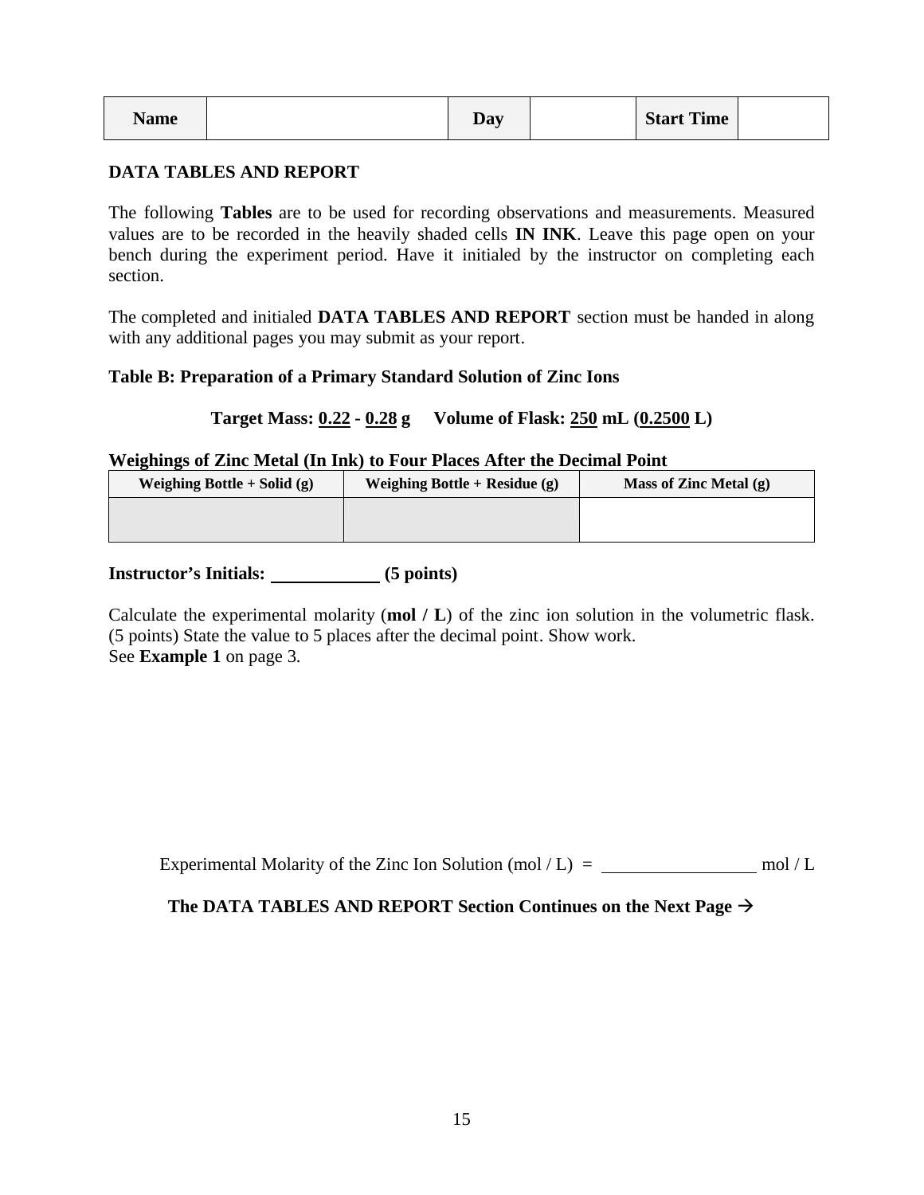| Name | | Day | | Start Time | |
|---|---|---|---|---|---|

**DATA TABLES AND REPORT**

The following **Tables** are to be used for recording observations and measurements. Measured values are to be recorded in the heavily shaded cells **IN INK**. Leave this page open on your bench during the experiment period. Have it initialed by the instructor on completing each section.

The completed and initialed **DATA TABLES AND REPORT** section must be handed in along with any additional pages you may submit as your report.

**Table B: Preparation of a Primary Standard Solution of Zinc Ions**

**Target Mass: 0.22 - 0.28 g     Volume of Flask: 250 mL (0.2500 L)**

**Weighings of Zinc Metal (In Ink) to Four Places After the Decimal Point**

| Weighing Bottle + Solid (g) | Weighing Bottle + Residue (g) | Mass of Zinc Metal (g) |
|---|---|---|
| | | |

**Instructor's Initials: \_\_\_\_\_\_\_\_\_\_\_\_ (5 points)**

Calculate the experimental molarity (**mol / L**) of the zinc ion solution in the volumetric flask. (5 points) State the value to 5 places after the decimal point. Show work.
See **Example 1** on page 3.

Experimental Molarity of the Zinc Ion Solution (mol / L) = \_\_\_\_\_\_\_\_\_\_\_\_\_\_\_\_\_\_ mol / L

**The DATA TABLES AND REPORT Section Continues on the Next Page →**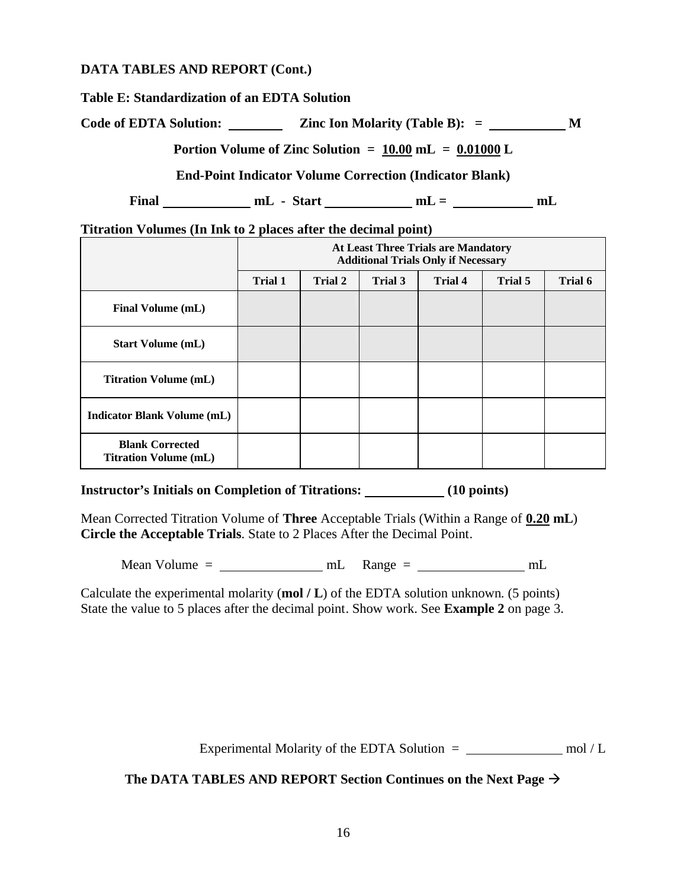**DATA TABLES AND REPORT (Cont.)**

**Table E: Standardization of an EDTA Solution**

**Code of EDTA Solution:** ________ **Zinc Ion Molarity (Table B): =** ___________ **M**

**Portion Volume of Zinc Solution = 10.00 mL = 0.01000 L**

**End-Point Indicator Volume Correction (Indicator Blank)**

**Final** ____________ **mL - Start** ____________ **mL =** ___________ **mL**

**Titration Volumes (In Ink to 2 places after the decimal point)**

| | At Least Three Trials are Mandatory Additional Trials Only if Necessary | | | | | |
|---|---|---|---|---|---|---|
| | **Trial 1** | **Trial 2** | **Trial 3** | **Trial 4** | **Trial 5** | **Trial 6** |
| **Final Volume (mL)** | | | | | | |
| **Start Volume (mL)** | | | | | | |
| **Titration Volume (mL)** | | | | | | |
| **Indicator Blank Volume (mL)** | | | | | | |
| **Blank Corrected Titration Volume (mL)** | | | | | | |

**Instructor's Initials on Completion of Titrations:** ___________ **(10 points)**

Mean Corrected Titration Volume of **Three** Acceptable Trials (Within a Range of **0.20 mL**) **Circle the Acceptable Trials**. State to 2 Places After the Decimal Point.

Mean Volume = _______________ mL Range = _______________ mL

Calculate the experimental molarity (**mol / L**) of the EDTA solution unknown. (5 points) State the value to 5 places after the decimal point. Show work. See **Example 2** on page 3.

Experimental Molarity of the EDTA Solution = _____________ mol / L

**The DATA TABLES AND REPORT Section Continues on the Next Page →**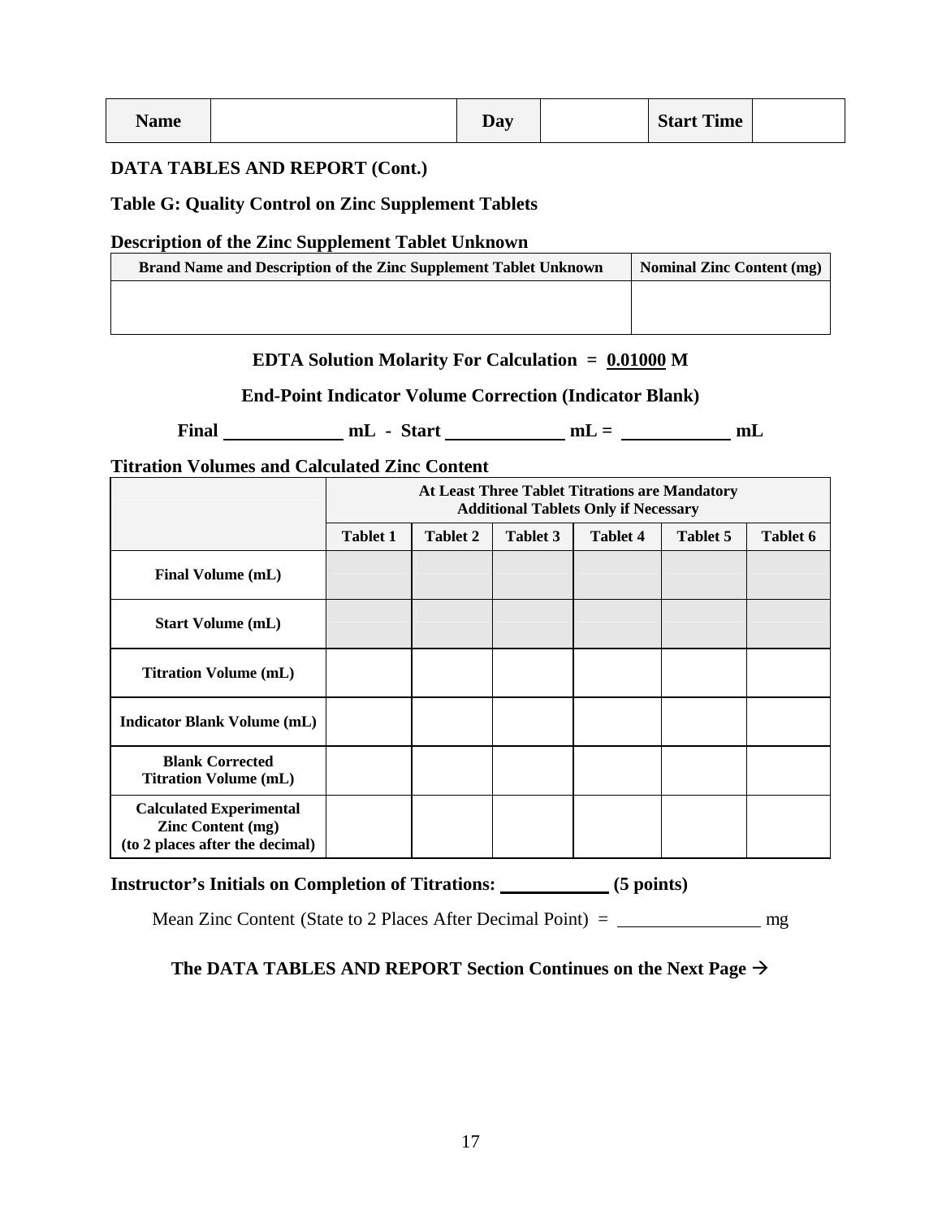| Name | | Day | | Start Time | |
|---|---|---|---|---|---|

**DATA TABLES AND REPORT (Cont.)**

**Table G: Quality Control on Zinc Supplement Tablets**

**Description of the Zinc Supplement Tablet Unknown**

| Brand Name and Description of the Zinc Supplement Tablet Unknown | Nominal Zinc Content (mg) |
|---|---|
| | |

**EDTA Solution Molarity For Calculation = 0.01000 M**

**End-Point Indicator Volume Correction (Indicator Blank)**

**Final \_\_\_\_\_\_\_\_\_\_ mL - Start \_\_\_\_\_\_\_\_\_\_ mL = \_\_\_\_\_\_\_\_\_\_ mL**

**Titration Volumes and Calculated Zinc Content**

| | At Least Three Tablet Titrations are Mandatory Additional Tablets Only if Necessary | | | | | |
|---|---|---|---|---|---|---|
| | **Tablet 1** | **Tablet 2** | **Tablet 3** | **Tablet 4** | **Tablet 5** | **Tablet 6** |
| **Final Volume (mL)** | | | | | | |
| **Start Volume (mL)** | | | | | | |
| **Titration Volume (mL)** | | | | | | |
| **Indicator Blank Volume (mL)** | | | | | | |
| **Blank Corrected Titration Volume (mL)** | | | | | | |
| **Calculated Experimental Zinc Content (mg) (to 2 places after the decimal)** | | | | | | |

**Instructor's Initials on Completion of Titrations: \_\_\_\_\_\_\_\_\_\_ (5 points)**

Mean Zinc Content (State to 2 Places After Decimal Point) = \_\_\_\_\_\_\_\_\_\_ mg

**The DATA TABLES AND REPORT Section Continues on the Next Page →**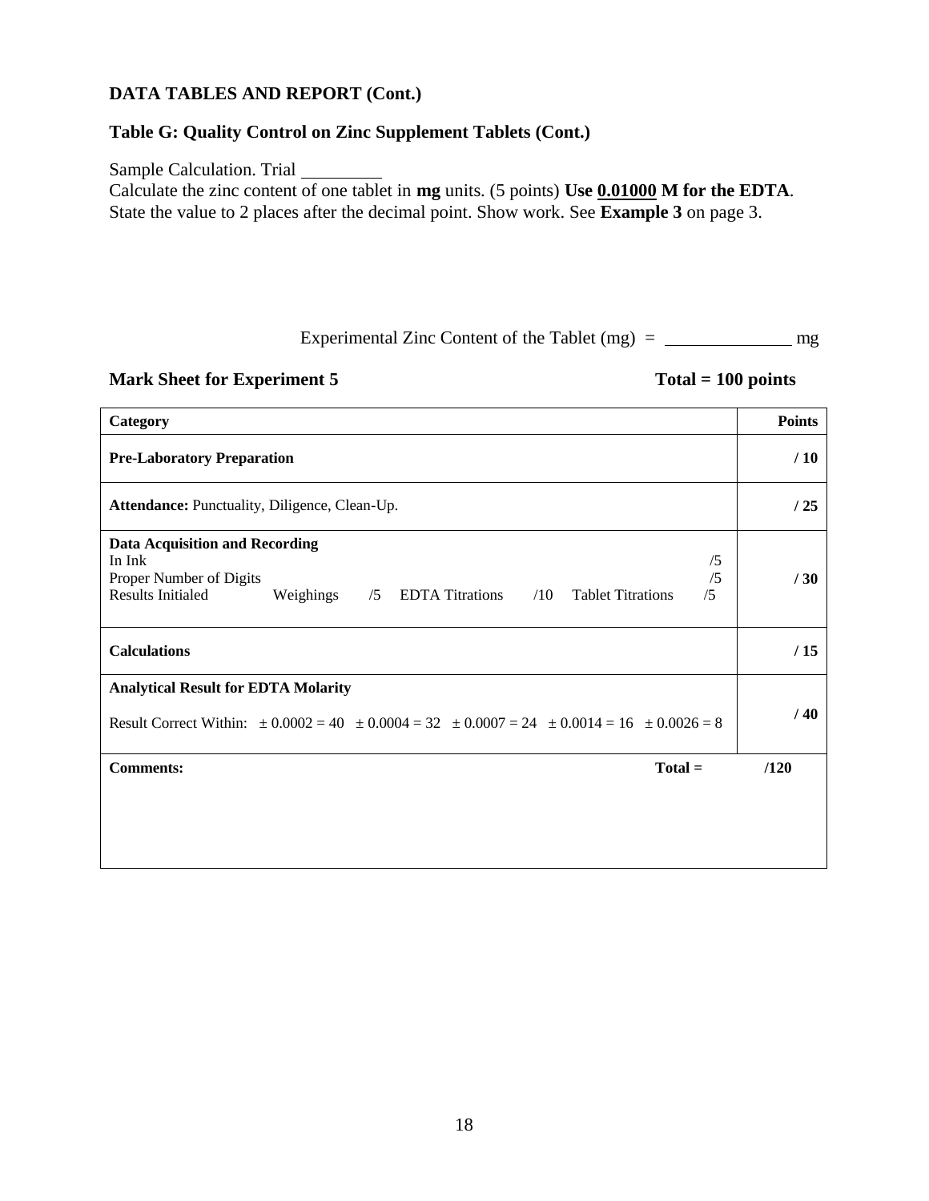**DATA TABLES AND REPORT (Cont.)**

**Table G: Quality Control on Zinc Supplement Tablets (Cont.)**

Sample Calculation. Trial \_\_\_\_\_\_\_\_\_

Calculate the zinc content of one tablet in **mg** units. (5 points) **Use 0.01000 M for the EDTA**. State the value to 2 places after the decimal point. Show work. See **Example 3** on page 3.

Experimental Zinc Content of the Tablet (mg) = \_\_\_\_\_\_\_\_\_\_\_\_\_ mg

**Mark Sheet for Experiment 5** **Total = 100 points**

| Category | Points |
|---|---|
| **Pre-Laboratory Preparation** | **/ 10** |
| **Attendance:** Punctuality, Diligence, Clean-Up. | **/ 25** |
| **Data Acquisition and Recording**<br>In Ink /5<br>Proper Number of Digits /5<br>Results Initialed Weighings /5 EDTA Titrations /10 Tablet Titrations /5 | **/ 30** |
| **Calculations** | **/ 15** |
| **Analytical Result for EDTA Molarity**<br>Result Correct Within: ± 0.0002 = 40 ± 0.0004 = 32 ± 0.0007 = 24 ± 0.0014 = 16 ± 0.0026 = 8 | **/ 40** |
| **Comments:** **Total =** | **/120** |